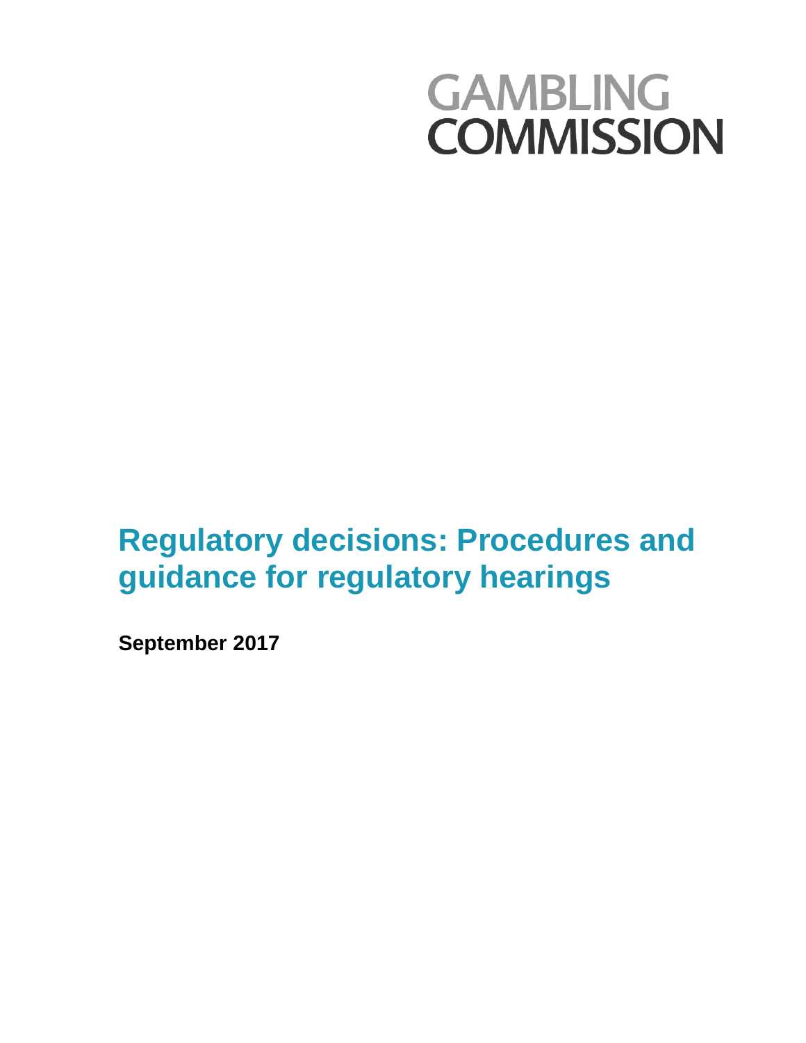GAMBLING COMMISSION

# Regulatory decisions: Procedures and guidance for regulatory hearings

**September 2017**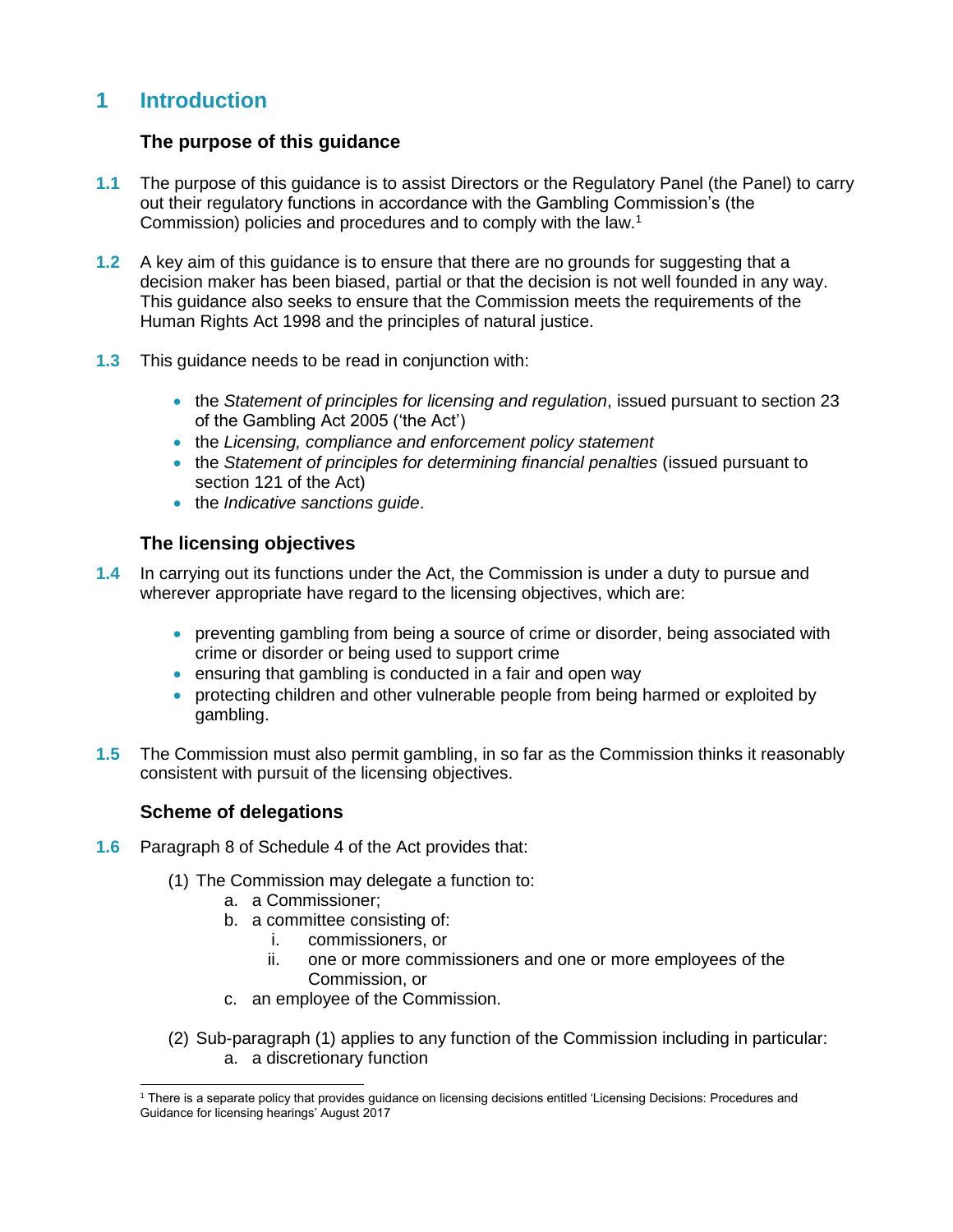# 1 Introduction

### The purpose of this guidance

**1.1** The purpose of this guidance is to assist Directors or the Regulatory Panel (the Panel) to carry out their regulatory functions in accordance with the Gambling Commission's (the Commission) policies and procedures and to comply with the law.[1]

**1.2** A key aim of this guidance is to ensure that there are no grounds for suggesting that a decision maker has been biased, partial or that the decision is not well founded in any way. This guidance also seeks to ensure that the Commission meets the requirements of the Human Rights Act 1998 and the principles of natural justice.

**1.3** This guidance needs to be read in conjunction with:

- the *Statement of principles for licensing and regulation*, issued pursuant to section 23 of the Gambling Act 2005 ('the Act')
- the *Licensing, compliance and enforcement policy statement*
- the *Statement of principles for determining financial penalties* (issued pursuant to section 121 of the Act)
- the *Indicative sanctions guide*.

### The licensing objectives

**1.4** In carrying out its functions under the Act, the Commission is under a duty to pursue and wherever appropriate have regard to the licensing objectives, which are:

- preventing gambling from being a source of crime or disorder, being associated with crime or disorder or being used to support crime
- ensuring that gambling is conducted in a fair and open way
- protecting children and other vulnerable people from being harmed or exploited by gambling.

**1.5** The Commission must also permit gambling, in so far as the Commission thinks it reasonably consistent with pursuit of the licensing objectives.

### Scheme of delegations

**1.6** Paragraph 8 of Schedule 4 of the Act provides that:

(1) The Commission may delegate a function to:
  a. a Commissioner;
  b. a committee consisting of:
    i. commissioners, or
    ii. one or more commissioners and one or more employees of the Commission, or
  c. an employee of the Commission.

(2) Sub-paragraph (1) applies to any function of the Commission including in particular:
  a. a discretionary function

---

[1] There is a separate policy that provides guidance on licensing decisions entitled 'Licensing Decisions: Procedures and Guidance for licensing hearings' August 2017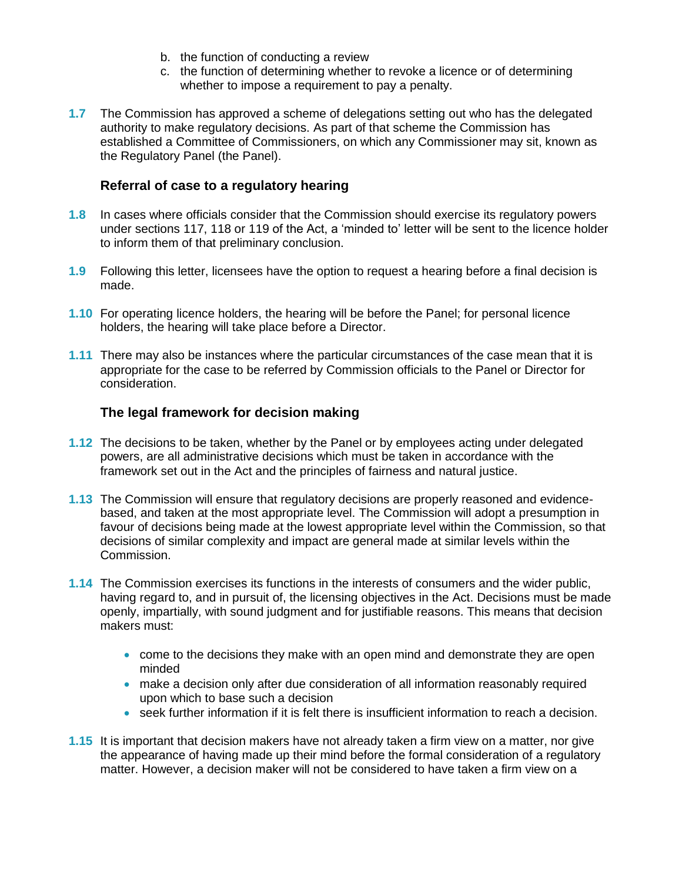b. the function of conducting a review
c. the function of determining whether to revoke a licence or of determining whether to impose a requirement to pay a penalty.

**1.7** The Commission has approved a scheme of delegations setting out who has the delegated authority to make regulatory decisions. As part of that scheme the Commission has established a Committee of Commissioners, on which any Commissioner may sit, known as the Regulatory Panel (the Panel).

### Referral of case to a regulatory hearing

**1.8** In cases where officials consider that the Commission should exercise its regulatory powers under sections 117, 118 or 119 of the Act, a 'minded to' letter will be sent to the licence holder to inform them of that preliminary conclusion.

**1.9** Following this letter, licensees have the option to request a hearing before a final decision is made.

**1.10** For operating licence holders, the hearing will be before the Panel; for personal licence holders, the hearing will take place before a Director.

**1.11** There may also be instances where the particular circumstances of the case mean that it is appropriate for the case to be referred by Commission officials to the Panel or Director for consideration.

### The legal framework for decision making

**1.12** The decisions to be taken, whether by the Panel or by employees acting under delegated powers, are all administrative decisions which must be taken in accordance with the framework set out in the Act and the principles of fairness and natural justice.

**1.13** The Commission will ensure that regulatory decisions are properly reasoned and evidence-based, and taken at the most appropriate level. The Commission will adopt a presumption in favour of decisions being made at the lowest appropriate level within the Commission, so that decisions of similar complexity and impact are general made at similar levels within the Commission.

**1.14** The Commission exercises its functions in the interests of consumers and the wider public, having regard to, and in pursuit of, the licensing objectives in the Act. Decisions must be made openly, impartially, with sound judgment and for justifiable reasons. This means that decision makers must:

- come to the decisions they make with an open mind and demonstrate they are open minded
- make a decision only after due consideration of all information reasonably required upon which to base such a decision
- seek further information if it is felt there is insufficient information to reach a decision.

**1.15** It is important that decision makers have not already taken a firm view on a matter, nor give the appearance of having made up their mind before the formal consideration of a regulatory matter. However, a decision maker will not be considered to have taken a firm view on a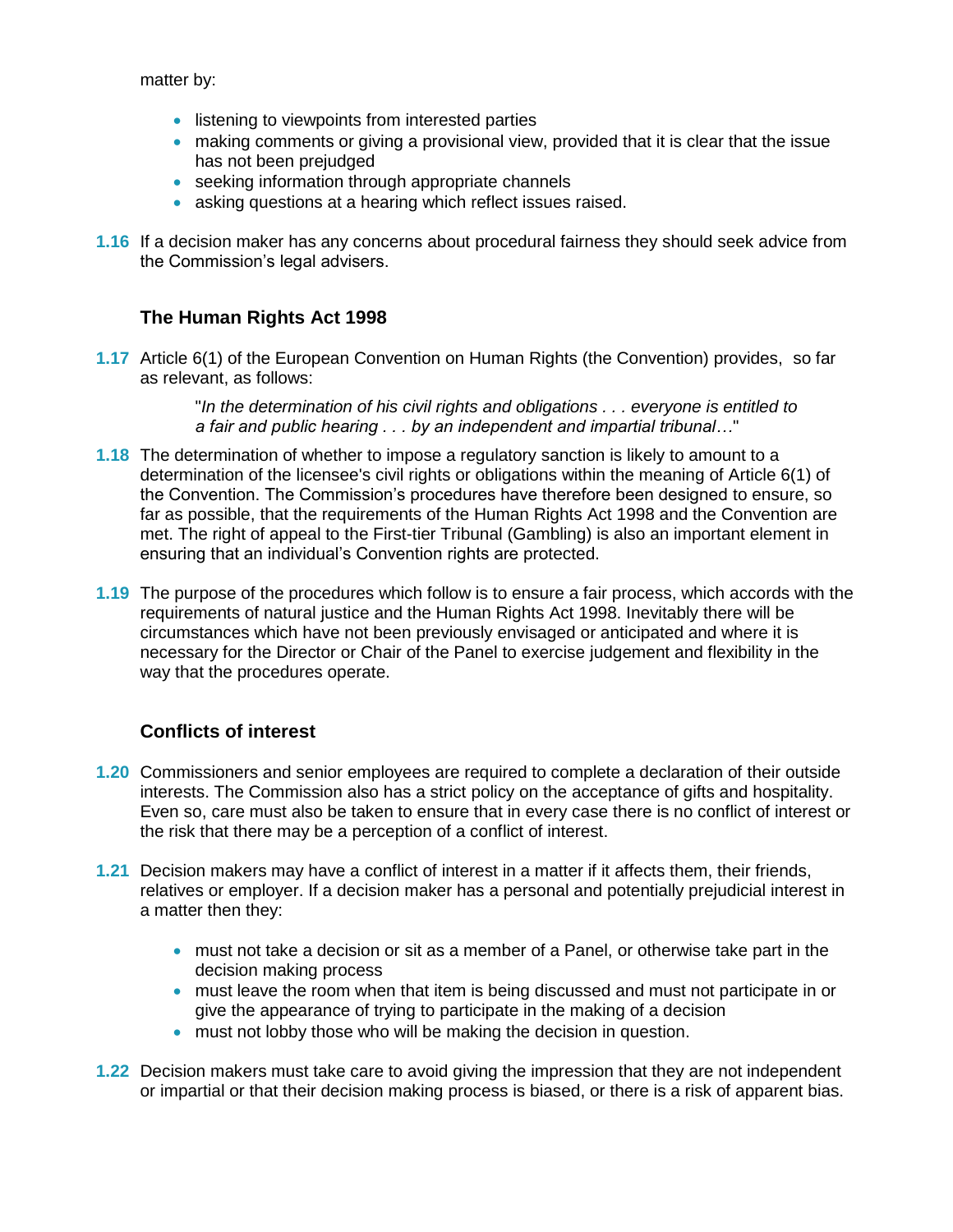matter by:

- listening to viewpoints from interested parties
- making comments or giving a provisional view, provided that it is clear that the issue has not been prejudged
- seeking information through appropriate channels
- asking questions at a hearing which reflect issues raised.

**1.16** If a decision maker has any concerns about procedural fairness they should seek advice from the Commission's legal advisers.

### The Human Rights Act 1998

**1.17** Article 6(1) of the European Convention on Human Rights (the Convention) provides, so far as relevant, as follows:

> "*In the determination of his civil rights and obligations . . . everyone is entitled to a fair and public hearing . . . by an independent and impartial tribunal…*"

**1.18** The determination of whether to impose a regulatory sanction is likely to amount to a determination of the licensee's civil rights or obligations within the meaning of Article 6(1) of the Convention. The Commission's procedures have therefore been designed to ensure, so far as possible, that the requirements of the Human Rights Act 1998 and the Convention are met. The right of appeal to the First-tier Tribunal (Gambling) is also an important element in ensuring that an individual's Convention rights are protected.

**1.19** The purpose of the procedures which follow is to ensure a fair process, which accords with the requirements of natural justice and the Human Rights Act 1998. Inevitably there will be circumstances which have not been previously envisaged or anticipated and where it is necessary for the Director or Chair of the Panel to exercise judgement and flexibility in the way that the procedures operate.

### Conflicts of interest

**1.20** Commissioners and senior employees are required to complete a declaration of their outside interests. The Commission also has a strict policy on the acceptance of gifts and hospitality. Even so, care must also be taken to ensure that in every case there is no conflict of interest or the risk that there may be a perception of a conflict of interest.

**1.21** Decision makers may have a conflict of interest in a matter if it affects them, their friends, relatives or employer. If a decision maker has a personal and potentially prejudicial interest in a matter then they:

- must not take a decision or sit as a member of a Panel, or otherwise take part in the decision making process
- must leave the room when that item is being discussed and must not participate in or give the appearance of trying to participate in the making of a decision
- must not lobby those who will be making the decision in question.

**1.22** Decision makers must take care to avoid giving the impression that they are not independent or impartial or that their decision making process is biased, or there is a risk of apparent bias.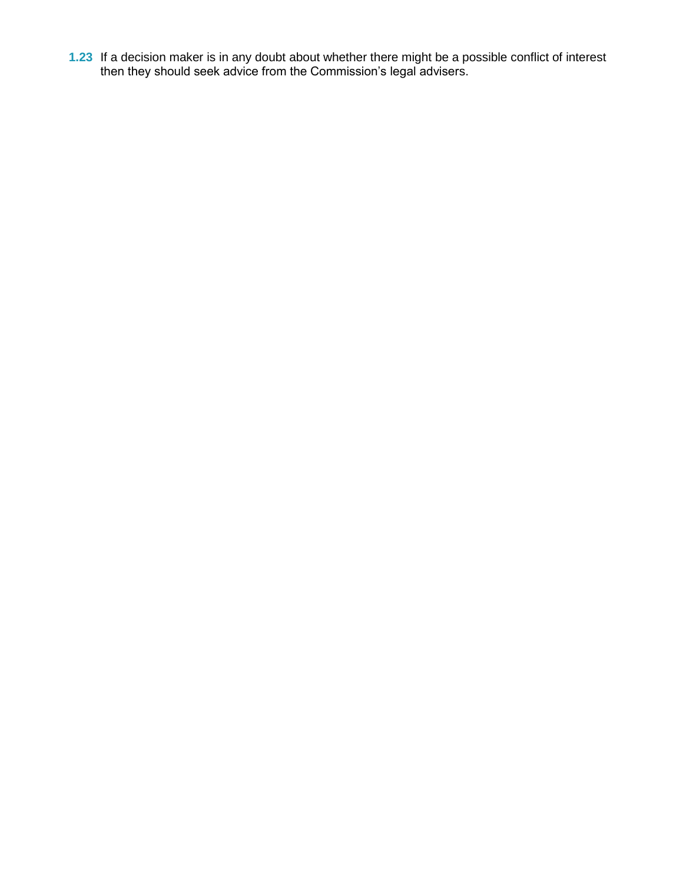**1.23** If a decision maker is in any doubt about whether there might be a possible conflict of interest then they should seek advice from the Commission’s legal advisers.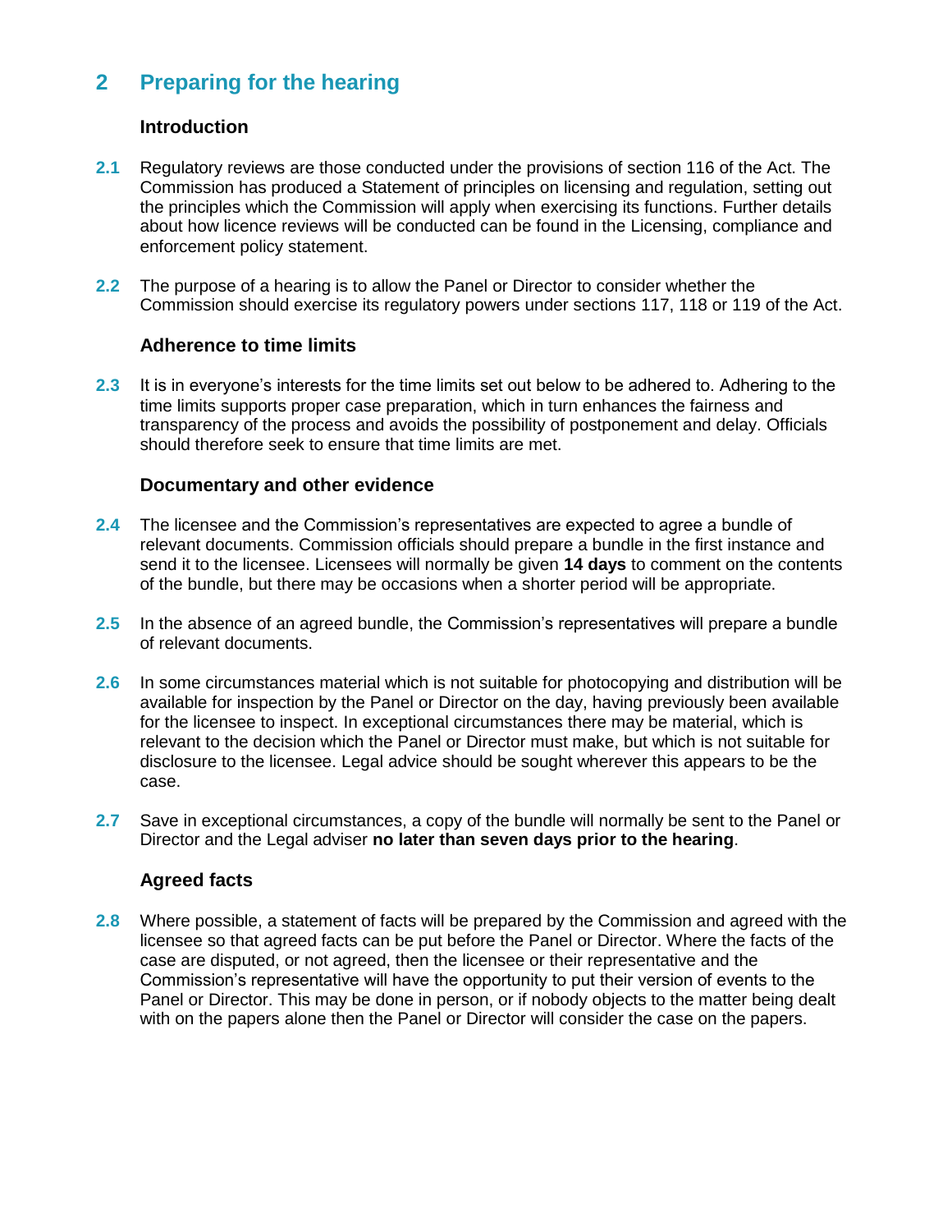## 2 Preparing for the hearing

### Introduction

**2.1** Regulatory reviews are those conducted under the provisions of section 116 of the Act. The Commission has produced a Statement of principles on licensing and regulation, setting out the principles which the Commission will apply when exercising its functions. Further details about how licence reviews will be conducted can be found in the Licensing, compliance and enforcement policy statement.

**2.2** The purpose of a hearing is to allow the Panel or Director to consider whether the Commission should exercise its regulatory powers under sections 117, 118 or 119 of the Act.

### Adherence to time limits

**2.3** It is in everyone's interests for the time limits set out below to be adhered to. Adhering to the time limits supports proper case preparation, which in turn enhances the fairness and transparency of the process and avoids the possibility of postponement and delay. Officials should therefore seek to ensure that time limits are met.

### Documentary and other evidence

**2.4** The licensee and the Commission's representatives are expected to agree a bundle of relevant documents. Commission officials should prepare a bundle in the first instance and send it to the licensee. Licensees will normally be given **14 days** to comment on the contents of the bundle, but there may be occasions when a shorter period will be appropriate.

**2.5** In the absence of an agreed bundle, the Commission's representatives will prepare a bundle of relevant documents.

**2.6** In some circumstances material which is not suitable for photocopying and distribution will be available for inspection by the Panel or Director on the day, having previously been available for the licensee to inspect. In exceptional circumstances there may be material, which is relevant to the decision which the Panel or Director must make, but which is not suitable for disclosure to the licensee. Legal advice should be sought wherever this appears to be the case.

**2.7** Save in exceptional circumstances, a copy of the bundle will normally be sent to the Panel or Director and the Legal adviser **no later than seven days prior to the hearing**.

### Agreed facts

**2.8** Where possible, a statement of facts will be prepared by the Commission and agreed with the licensee so that agreed facts can be put before the Panel or Director. Where the facts of the case are disputed, or not agreed, then the licensee or their representative and the Commission's representative will have the opportunity to put their version of events to the Panel or Director. This may be done in person, or if nobody objects to the matter being dealt with on the papers alone then the Panel or Director will consider the case on the papers.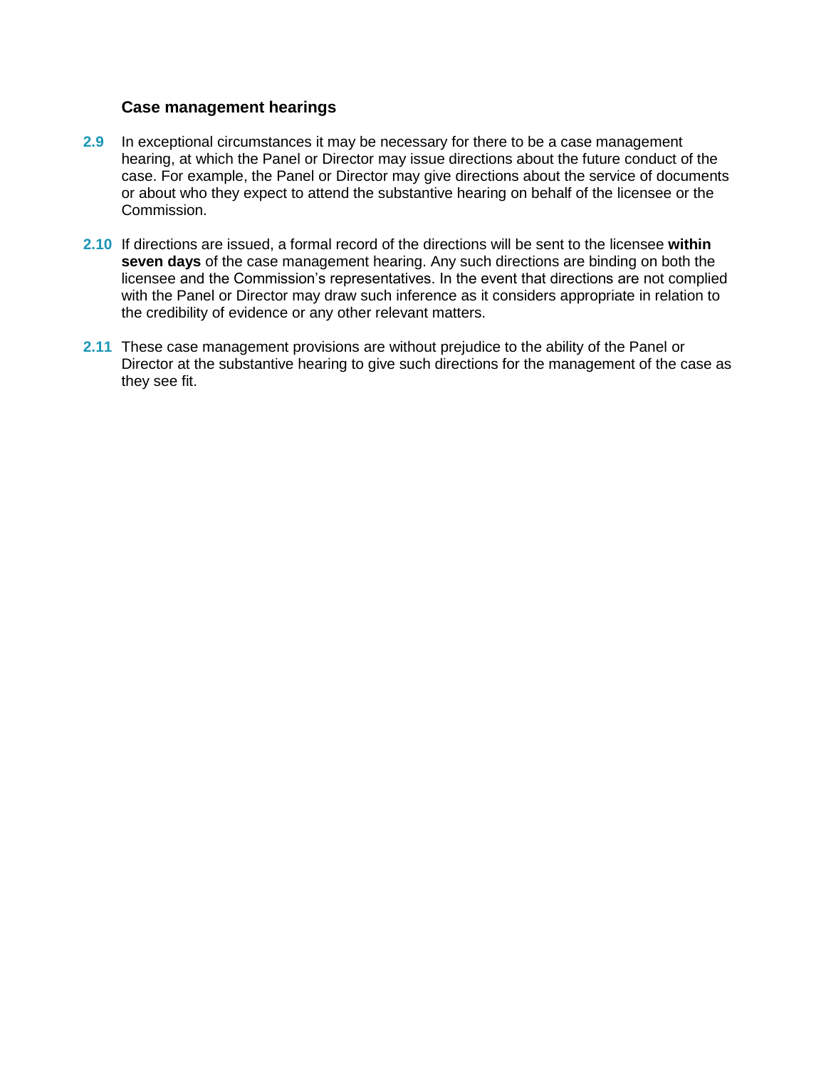### Case management hearings

**2.9** In exceptional circumstances it may be necessary for there to be a case management hearing, at which the Panel or Director may issue directions about the future conduct of the case. For example, the Panel or Director may give directions about the service of documents or about who they expect to attend the substantive hearing on behalf of the licensee or the Commission.

**2.10** If directions are issued, a formal record of the directions will be sent to the licensee **within seven days** of the case management hearing. Any such directions are binding on both the licensee and the Commission's representatives. In the event that directions are not complied with the Panel or Director may draw such inference as it considers appropriate in relation to the credibility of evidence or any other relevant matters.

**2.11** These case management provisions are without prejudice to the ability of the Panel or Director at the substantive hearing to give such directions for the management of the case as they see fit.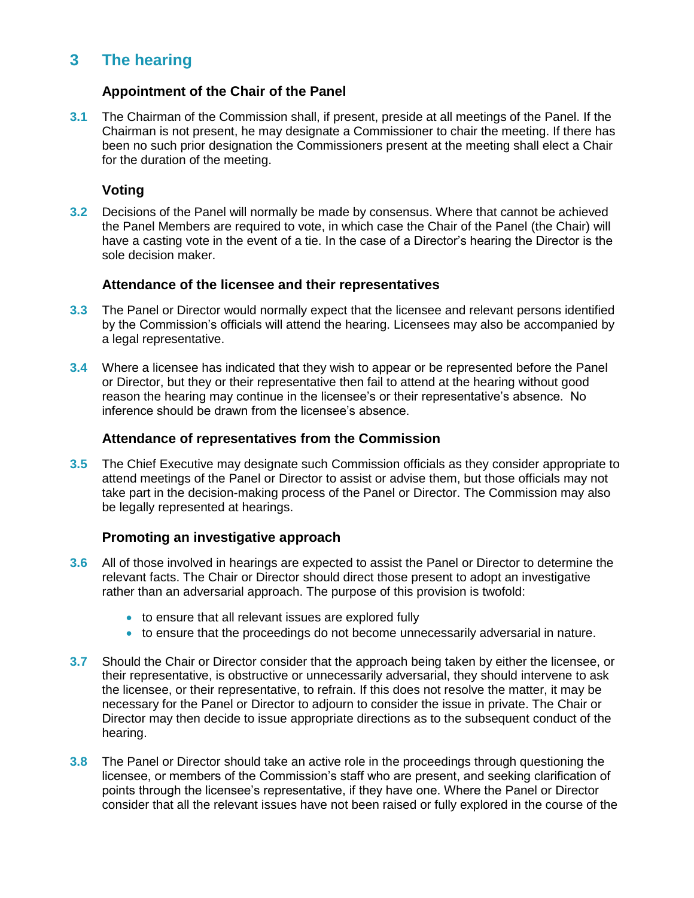## 3 The hearing

### Appointment of the Chair of the Panel

**3.1** The Chairman of the Commission shall, if present, preside at all meetings of the Panel. If the Chairman is not present, he may designate a Commissioner to chair the meeting. If there has been no such prior designation the Commissioners present at the meeting shall elect a Chair for the duration of the meeting.

### Voting

**3.2** Decisions of the Panel will normally be made by consensus. Where that cannot be achieved the Panel Members are required to vote, in which case the Chair of the Panel (the Chair) will have a casting vote in the event of a tie. In the case of a Director's hearing the Director is the sole decision maker.

### Attendance of the licensee and their representatives

**3.3** The Panel or Director would normally expect that the licensee and relevant persons identified by the Commission's officials will attend the hearing. Licensees may also be accompanied by a legal representative.

**3.4** Where a licensee has indicated that they wish to appear or be represented before the Panel or Director, but they or their representative then fail to attend at the hearing without good reason the hearing may continue in the licensee's or their representative's absence. No inference should be drawn from the licensee's absence.

### Attendance of representatives from the Commission

**3.5** The Chief Executive may designate such Commission officials as they consider appropriate to attend meetings of the Panel or Director to assist or advise them, but those officials may not take part in the decision-making process of the Panel or Director. The Commission may also be legally represented at hearings.

### Promoting an investigative approach

**3.6** All of those involved in hearings are expected to assist the Panel or Director to determine the relevant facts. The Chair or Director should direct those present to adopt an investigative rather than an adversarial approach. The purpose of this provision is twofold:

- to ensure that all relevant issues are explored fully
- to ensure that the proceedings do not become unnecessarily adversarial in nature.

**3.7** Should the Chair or Director consider that the approach being taken by either the licensee, or their representative, is obstructive or unnecessarily adversarial, they should intervene to ask the licensee, or their representative, to refrain. If this does not resolve the matter, it may be necessary for the Panel or Director to adjourn to consider the issue in private. The Chair or Director may then decide to issue appropriate directions as to the subsequent conduct of the hearing.

**3.8** The Panel or Director should take an active role in the proceedings through questioning the licensee, or members of the Commission's staff who are present, and seeking clarification of points through the licensee's representative, if they have one. Where the Panel or Director consider that all the relevant issues have not been raised or fully explored in the course of the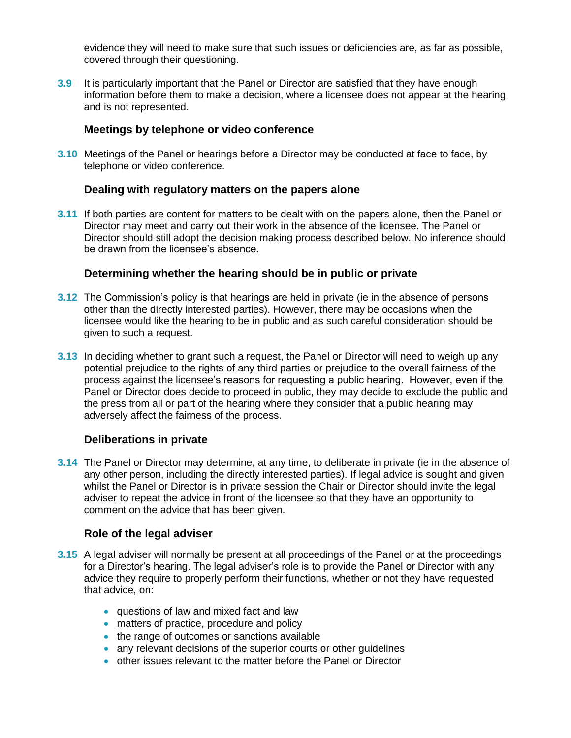evidence they will need to make sure that such issues or deficiencies are, as far as possible, covered through their questioning.

**3.9** It is particularly important that the Panel or Director are satisfied that they have enough information before them to make a decision, where a licensee does not appear at the hearing and is not represented.

### Meetings by telephone or video conference

**3.10** Meetings of the Panel or hearings before a Director may be conducted at face to face, by telephone or video conference.

### Dealing with regulatory matters on the papers alone

**3.11** If both parties are content for matters to be dealt with on the papers alone, then the Panel or Director may meet and carry out their work in the absence of the licensee. The Panel or Director should still adopt the decision making process described below. No inference should be drawn from the licensee's absence.

### Determining whether the hearing should be in public or private

**3.12** The Commission's policy is that hearings are held in private (ie in the absence of persons other than the directly interested parties). However, there may be occasions when the licensee would like the hearing to be in public and as such careful consideration should be given to such a request.

**3.13** In deciding whether to grant such a request, the Panel or Director will need to weigh up any potential prejudice to the rights of any third parties or prejudice to the overall fairness of the process against the licensee's reasons for requesting a public hearing. However, even if the Panel or Director does decide to proceed in public, they may decide to exclude the public and the press from all or part of the hearing where they consider that a public hearing may adversely affect the fairness of the process.

### Deliberations in private

**3.14** The Panel or Director may determine, at any time, to deliberate in private (ie in the absence of any other person, including the directly interested parties). If legal advice is sought and given whilst the Panel or Director is in private session the Chair or Director should invite the legal adviser to repeat the advice in front of the licensee so that they have an opportunity to comment on the advice that has been given.

### Role of the legal adviser

**3.15** A legal adviser will normally be present at all proceedings of the Panel or at the proceedings for a Director's hearing. The legal adviser's role is to provide the Panel or Director with any advice they require to properly perform their functions, whether or not they have requested that advice, on:

- questions of law and mixed fact and law
- matters of practice, procedure and policy
- the range of outcomes or sanctions available
- any relevant decisions of the superior courts or other guidelines
- other issues relevant to the matter before the Panel or Director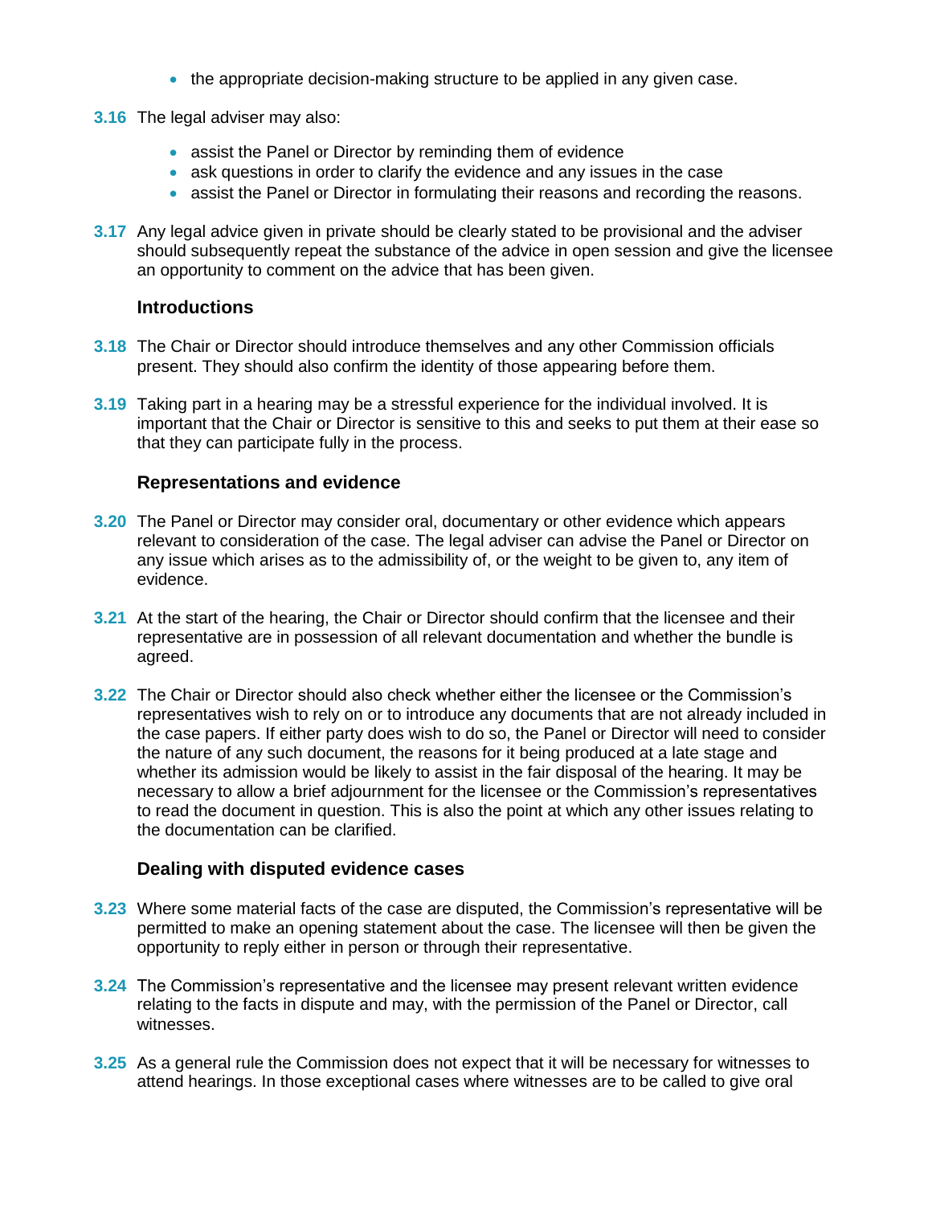- the appropriate decision-making structure to be applied in any given case.

**3.16** The legal adviser may also:

- assist the Panel or Director by reminding them of evidence
- ask questions in order to clarify the evidence and any issues in the case
- assist the Panel or Director in formulating their reasons and recording the reasons.

**3.17** Any legal advice given in private should be clearly stated to be provisional and the adviser should subsequently repeat the substance of the advice in open session and give the licensee an opportunity to comment on the advice that has been given.

### Introductions

**3.18** The Chair or Director should introduce themselves and any other Commission officials present. They should also confirm the identity of those appearing before them.

**3.19** Taking part in a hearing may be a stressful experience for the individual involved. It is important that the Chair or Director is sensitive to this and seeks to put them at their ease so that they can participate fully in the process.

### Representations and evidence

**3.20** The Panel or Director may consider oral, documentary or other evidence which appears relevant to consideration of the case. The legal adviser can advise the Panel or Director on any issue which arises as to the admissibility of, or the weight to be given to, any item of evidence.

**3.21** At the start of the hearing, the Chair or Director should confirm that the licensee and their representative are in possession of all relevant documentation and whether the bundle is agreed.

**3.22** The Chair or Director should also check whether either the licensee or the Commission's representatives wish to rely on or to introduce any documents that are not already included in the case papers. If either party does wish to do so, the Panel or Director will need to consider the nature of any such document, the reasons for it being produced at a late stage and whether its admission would be likely to assist in the fair disposal of the hearing. It may be necessary to allow a brief adjournment for the licensee or the Commission's representatives to read the document in question. This is also the point at which any other issues relating to the documentation can be clarified.

### Dealing with disputed evidence cases

**3.23** Where some material facts of the case are disputed, the Commission's representative will be permitted to make an opening statement about the case. The licensee will then be given the opportunity to reply either in person or through their representative.

**3.24** The Commission's representative and the licensee may present relevant written evidence relating to the facts in dispute and may, with the permission of the Panel or Director, call witnesses.

**3.25** As a general rule the Commission does not expect that it will be necessary for witnesses to attend hearings. In those exceptional cases where witnesses are to be called to give oral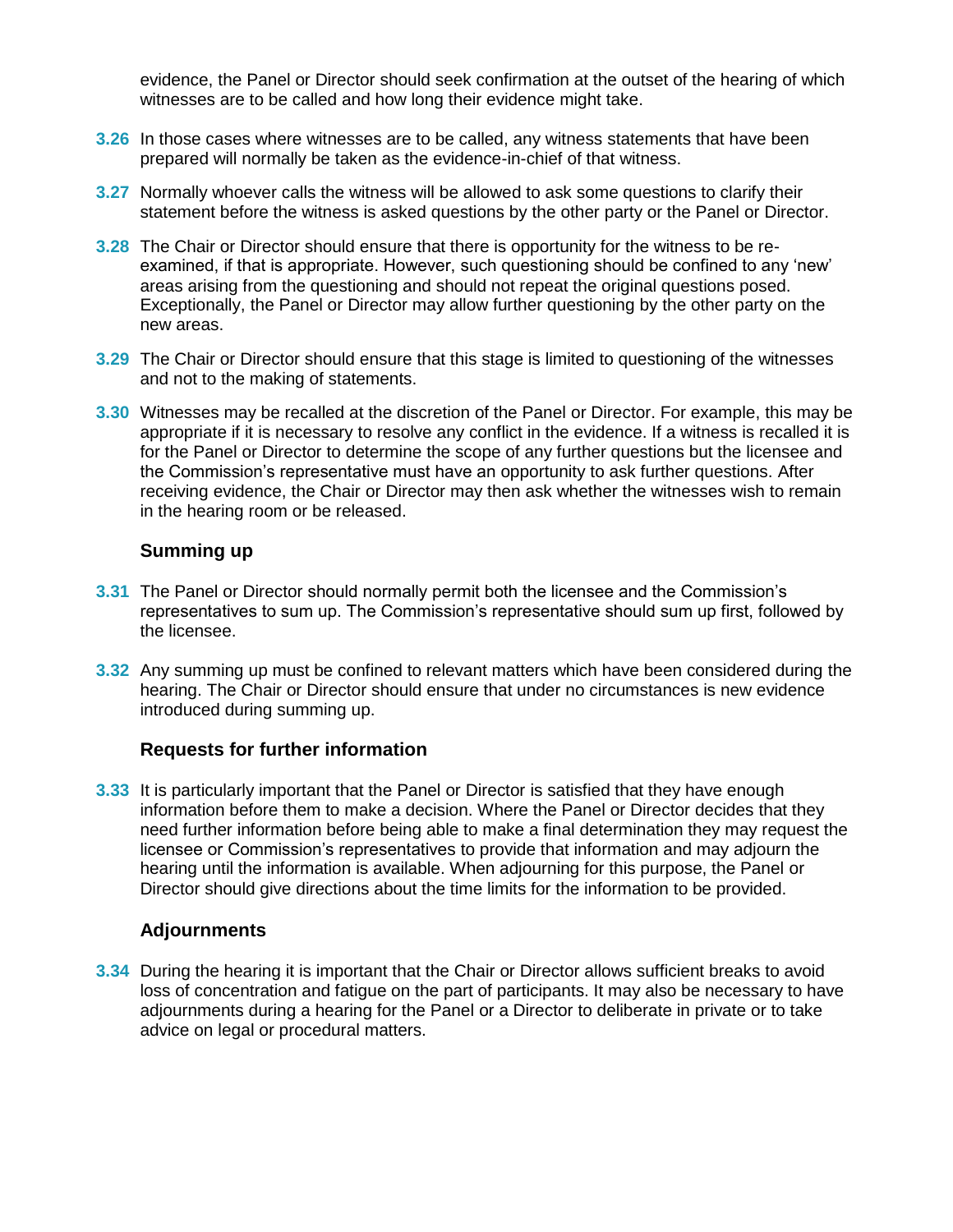evidence, the Panel or Director should seek confirmation at the outset of the hearing of which witnesses are to be called and how long their evidence might take.

**3.26** In those cases where witnesses are to be called, any witness statements that have been prepared will normally be taken as the evidence-in-chief of that witness.

**3.27** Normally whoever calls the witness will be allowed to ask some questions to clarify their statement before the witness is asked questions by the other party or the Panel or Director.

**3.28** The Chair or Director should ensure that there is opportunity for the witness to be re-examined, if that is appropriate. However, such questioning should be confined to any 'new' areas arising from the questioning and should not repeat the original questions posed. Exceptionally, the Panel or Director may allow further questioning by the other party on the new areas.

**3.29** The Chair or Director should ensure that this stage is limited to questioning of the witnesses and not to the making of statements.

**3.30** Witnesses may be recalled at the discretion of the Panel or Director. For example, this may be appropriate if it is necessary to resolve any conflict in the evidence. If a witness is recalled it is for the Panel or Director to determine the scope of any further questions but the licensee and the Commission's representative must have an opportunity to ask further questions. After receiving evidence, the Chair or Director may then ask whether the witnesses wish to remain in the hearing room or be released.

### Summing up

**3.31** The Panel or Director should normally permit both the licensee and the Commission's representatives to sum up. The Commission's representative should sum up first, followed by the licensee.

**3.32** Any summing up must be confined to relevant matters which have been considered during the hearing. The Chair or Director should ensure that under no circumstances is new evidence introduced during summing up.

### Requests for further information

**3.33** It is particularly important that the Panel or Director is satisfied that they have enough information before them to make a decision. Where the Panel or Director decides that they need further information before being able to make a final determination they may request the licensee or Commission's representatives to provide that information and may adjourn the hearing until the information is available. When adjourning for this purpose, the Panel or Director should give directions about the time limits for the information to be provided.

### Adjournments

**3.34** During the hearing it is important that the Chair or Director allows sufficient breaks to avoid loss of concentration and fatigue on the part of participants. It may also be necessary to have adjournments during a hearing for the Panel or a Director to deliberate in private or to take advice on legal or procedural matters.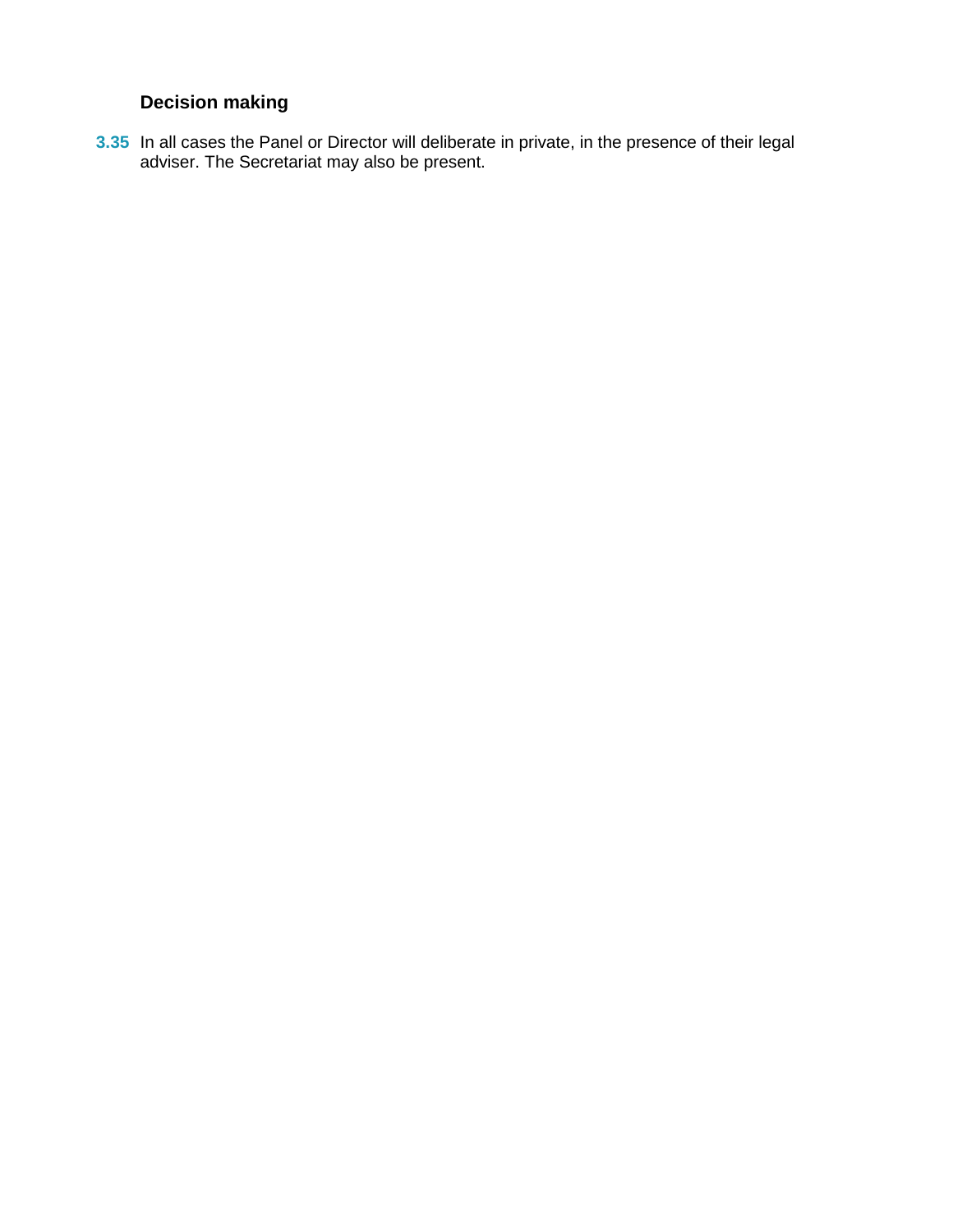### Decision making

**3.35** In all cases the Panel or Director will deliberate in private, in the presence of their legal adviser. The Secretariat may also be present.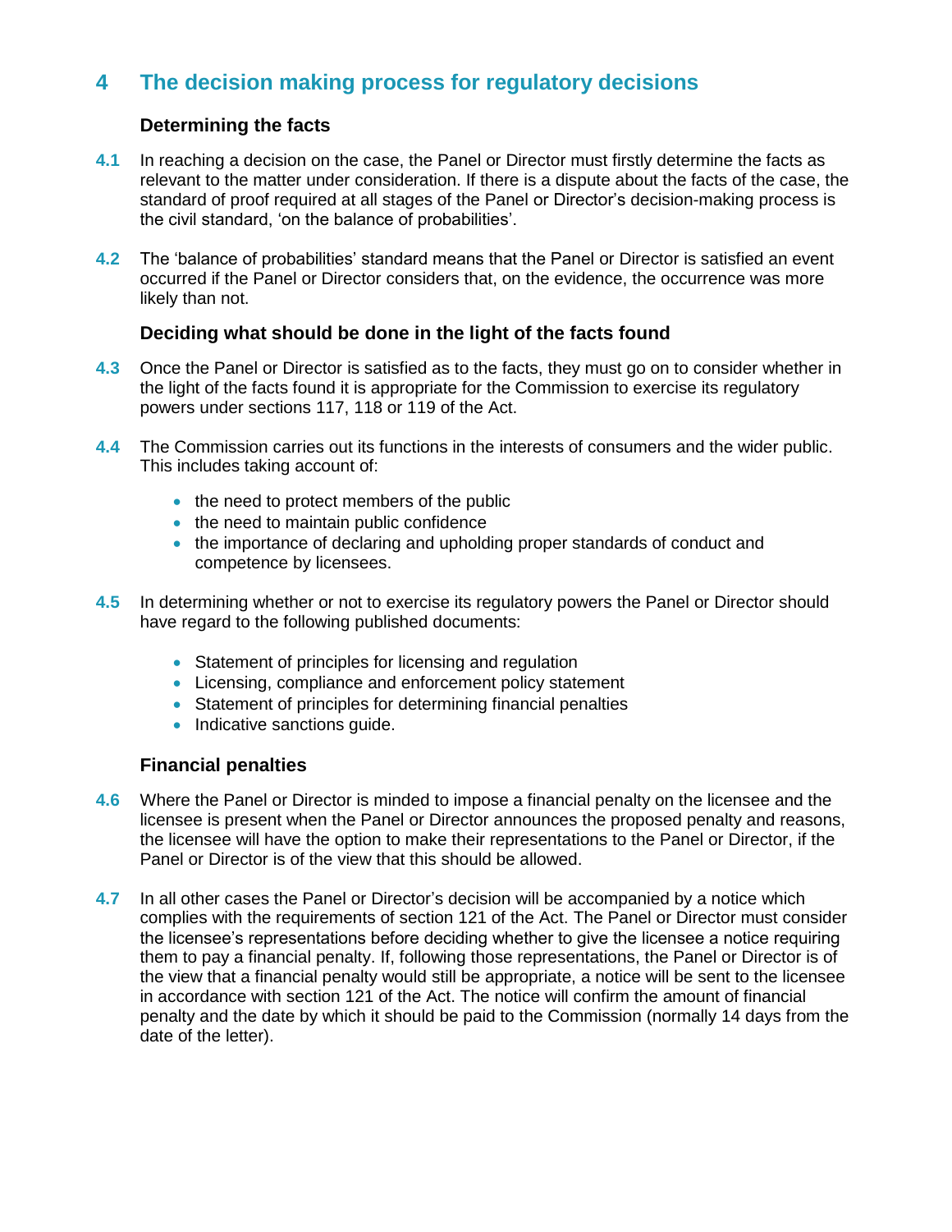## 4 The decision making process for regulatory decisions

### Determining the facts

**4.1** In reaching a decision on the case, the Panel or Director must firstly determine the facts as relevant to the matter under consideration. If there is a dispute about the facts of the case, the standard of proof required at all stages of the Panel or Director's decision-making process is the civil standard, 'on the balance of probabilities'.

**4.2** The 'balance of probabilities' standard means that the Panel or Director is satisfied an event occurred if the Panel or Director considers that, on the evidence, the occurrence was more likely than not.

### Deciding what should be done in the light of the facts found

**4.3** Once the Panel or Director is satisfied as to the facts, they must go on to consider whether in the light of the facts found it is appropriate for the Commission to exercise its regulatory powers under sections 117, 118 or 119 of the Act.

**4.4** The Commission carries out its functions in the interests of consumers and the wider public. This includes taking account of:

- the need to protect members of the public
- the need to maintain public confidence
- the importance of declaring and upholding proper standards of conduct and competence by licensees.

**4.5** In determining whether or not to exercise its regulatory powers the Panel or Director should have regard to the following published documents:

- Statement of principles for licensing and regulation
- Licensing, compliance and enforcement policy statement
- Statement of principles for determining financial penalties
- Indicative sanctions guide.

### Financial penalties

**4.6** Where the Panel or Director is minded to impose a financial penalty on the licensee and the licensee is present when the Panel or Director announces the proposed penalty and reasons, the licensee will have the option to make their representations to the Panel or Director, if the Panel or Director is of the view that this should be allowed.

**4.7** In all other cases the Panel or Director's decision will be accompanied by a notice which complies with the requirements of section 121 of the Act. The Panel or Director must consider the licensee's representations before deciding whether to give the licensee a notice requiring them to pay a financial penalty. If, following those representations, the Panel or Director is of the view that a financial penalty would still be appropriate, a notice will be sent to the licensee in accordance with section 121 of the Act. The notice will confirm the amount of financial penalty and the date by which it should be paid to the Commission (normally 14 days from the date of the letter).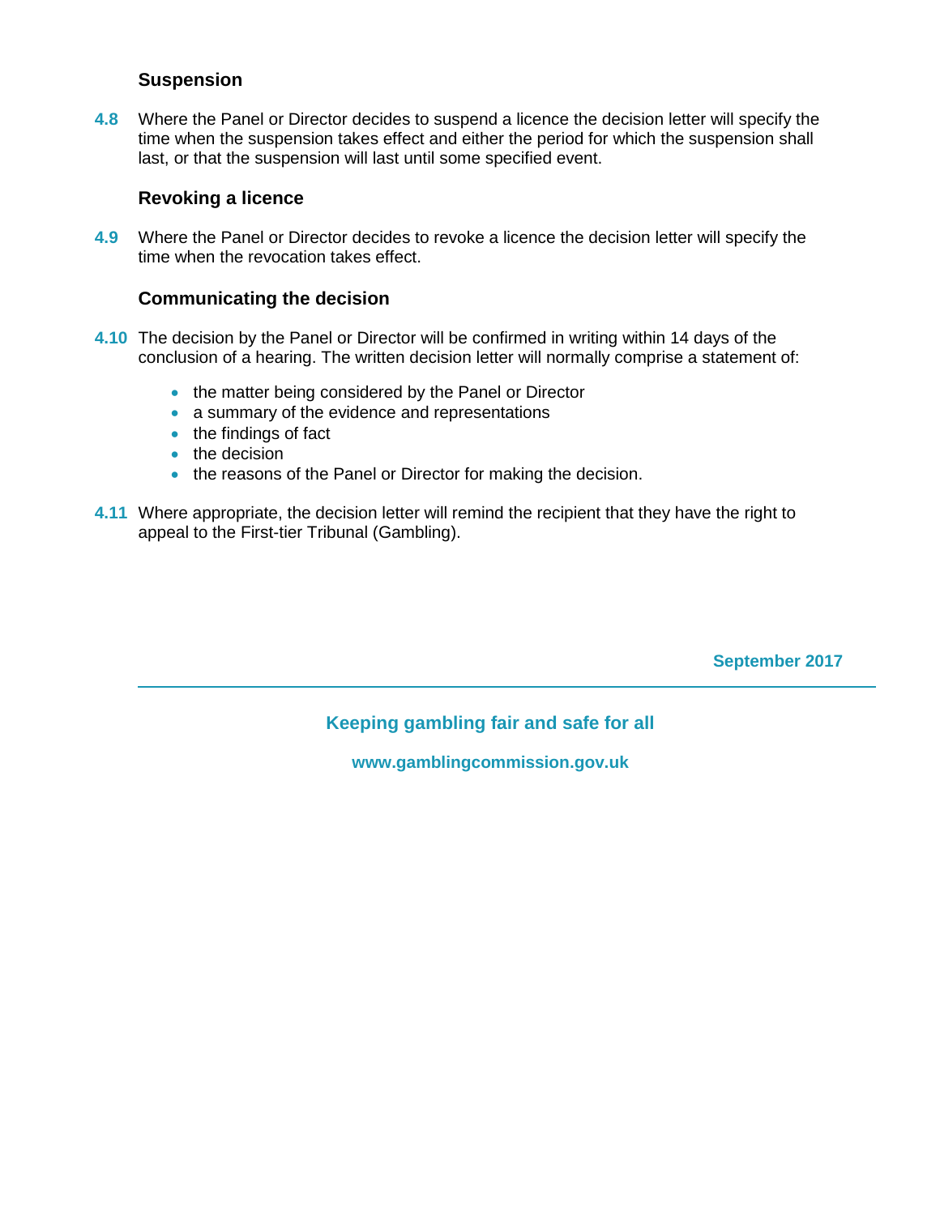### Suspension

**4.8** Where the Panel or Director decides to suspend a licence the decision letter will specify the time when the suspension takes effect and either the period for which the suspension shall last, or that the suspension will last until some specified event.

### Revoking a licence

**4.9** Where the Panel or Director decides to revoke a licence the decision letter will specify the time when the revocation takes effect.

### Communicating the decision

**4.10** The decision by the Panel or Director will be confirmed in writing within 14 days of the conclusion of a hearing. The written decision letter will normally comprise a statement of:

- the matter being considered by the Panel or Director
- a summary of the evidence and representations
- the findings of fact
- the decision
- the reasons of the Panel or Director for making the decision.

**4.11** Where appropriate, the decision letter will remind the recipient that they have the right to appeal to the First-tier Tribunal (Gambling).

September 2017

**Keeping gambling fair and safe for all**

**www.gamblingcommission.gov.uk**